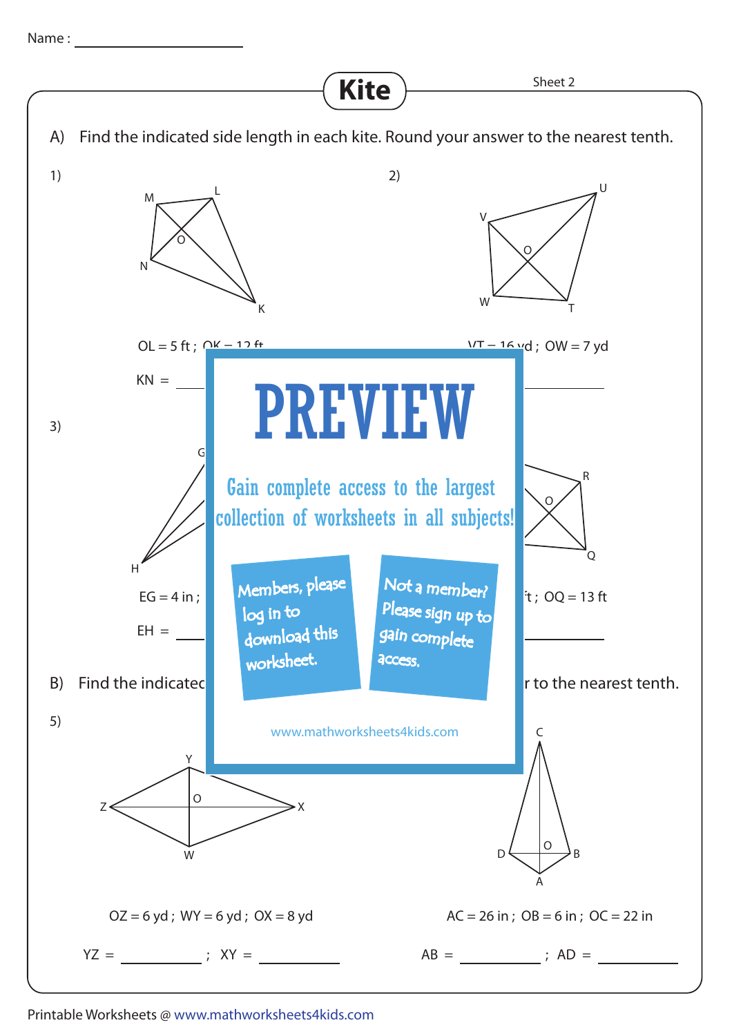Name : ____________________

# Kite

Sheet 2

A) Find the indicated side length in each kite. Round your answer to the nearest tenth.

1)

OL = 5 ft ; OK = 12 ft

KN = __________

2)

VT = 16 yd ; OW = 7 yd

__________

3)

EG = 4 in ;

EH = __________

4)

ft ; OQ = 13 ft

__________

B) Find the indicated r to the nearest tenth.

5)

OZ = 6 yd ; WY = 6 yd ; OX = 8 yd

YZ = __________ ; XY = __________

6)

AC = 26 in ; OB = 6 in ; OC = 22 in

AB = __________ ; AD = __________

PREVIEW

Gain complete access to the largest collection of worksheets in all subjects!

Members, please log in to download this worksheet.

Not a member? Please sign up to gain complete access.

www.mathworksheets4kids.com

Printable Worksheets @ www.mathworksheets4kids.com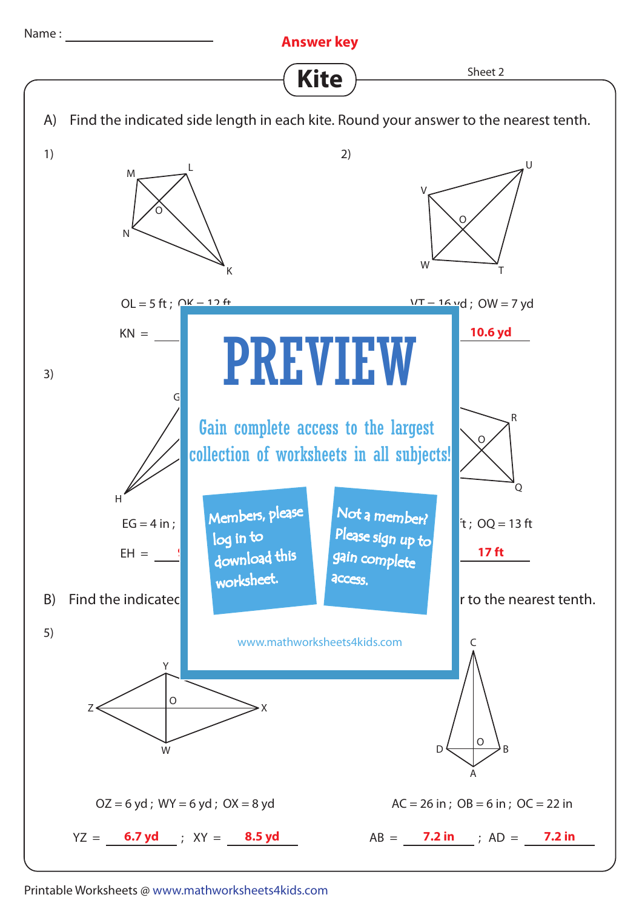Name : ____________________

**Answer key**

# Kite

Sheet 2

A) Find the indicated side length in each kite. Round your answer to the nearest tenth.

1)

M, L, O, N, K

OL = 5 ft ; OK = 12 ft

KN = ______

2)

U, V, O, W, T

VT = 16 yd ; OW = 7 yd

**10.6 yd**

3)

G, H

EG = 4 in ;

EH = ______

R, O, Q

ft ; OQ = 13 ft

**17 ft**

**PREVIEW**

Gain complete access to the largest collection of worksheets in all subjects!

Members, please log in to download this worksheet.

Not a member? Please sign up to gain complete access.

www.mathworksheets4kids.com

B) Find the indicated ... r to the nearest tenth.

5)

Y, Z, O, X, W

OZ = 6 yd ; WY = 6 yd ; OX = 8 yd

YZ = **6.7 yd** ; XY = **8.5 yd**

C, D, O, B, A

AC = 26 in ; OB = 6 in ; OC = 22 in

AB = **7.2 in** ; AD = **7.2 in**

Printable Worksheets @ www.mathworksheets4kids.com